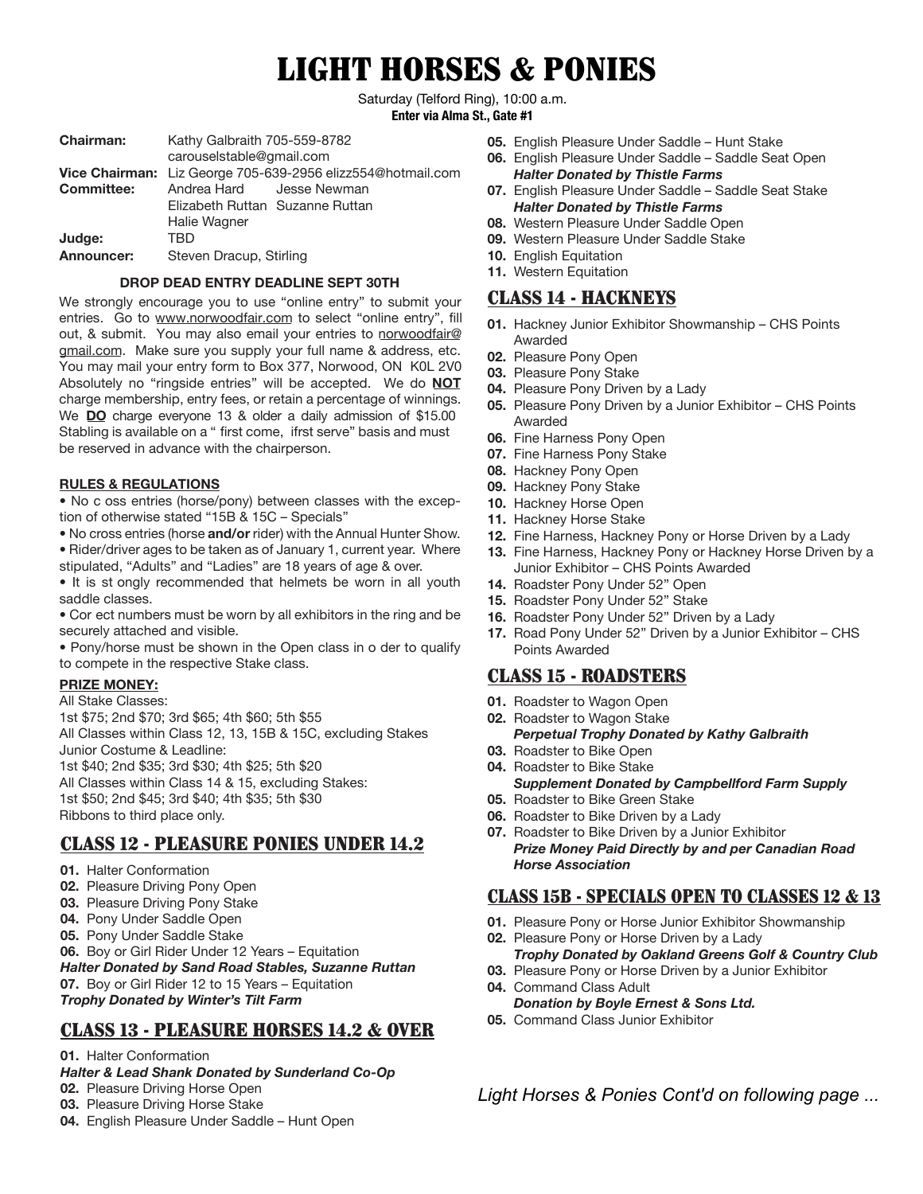# LIGHT HORSES & PONIES

Saturday (Telford Ring), 10:00 a.m.

**Enter via Alma St., Gate #1**

**Chairman:** Kathy Galbraith 705-559-8782 carouselstable@gmail.com
**Vice Chairman:** Liz George 705-639-2956 elizz554@hotmail.com
**Committee:** Andrea Hard, Jesse Newman, Elizabeth Ruttan, Suzanne Ruttan, Halie Wagner
**Judge:** TBD
**Announcer:** Steven Dracup, Stirling

**DROP DEAD ENTRY DEADLINE SEPT 30TH**

We strongly encourage you to use "online entry" to submit your entries. Go to www.norwoodfair.com to select "online entry", fill out, & submit. You may also email your entries to norwoodfair@gmail.com. Make sure you supply your full name & address, etc. You may mail your entry form to Box 377, Norwood, ON K0L 2V0 Absolutely no "ringside entries" will be accepted. We do **NOT** charge membership, entry fees, or retain a percentage of winnings. We **DO** charge everyone 13 & older a daily admission of $15.00 Stabling is available on a " first come, ifrst serve" basis and must be reserved in advance with the chairperson.

**RULES & REGULATIONS**

- No c oss entries (horse/pony) between classes with the exception of otherwise stated "15B & 15C – Specials"
- No cross entries (horse **and/or** rider) with the Annual Hunter Show.
- Rider/driver ages to be taken as of January 1, current year. Where stipulated, "Adults" and "Ladies" are 18 years of age & over.
- It is st ongly recommended that helmets be worn in all youth saddle classes.
- Cor ect numbers must be worn by all exhibitors in the ring and be securely attached and visible.
- Pony/horse must be shown in the Open class in o der to qualify to compete in the respective Stake class.

**PRIZE MONEY:**

All Stake Classes:
1st $75; 2nd $70; 3rd $65; 4th $60; 5th $55
All Classes within Class 12, 13, 15B & 15C, excluding Stakes
Junior Costume & Leadline:
1st $40; 2nd $35; 3rd $30; 4th $25; 5th $20
All Classes within Class 14 & 15, excluding Stakes:
1st $50; 2nd $45; 3rd $40; 4th $35; 5th $30
Ribbons to third place only.

## CLASS 12 - PLEASURE PONIES UNDER 14.2

**01.** Halter Conformation
**02.** Pleasure Driving Pony Open
**03.** Pleasure Driving Pony Stake
**04.** Pony Under Saddle Open
**05.** Pony Under Saddle Stake
**06.** Boy or Girl Rider Under 12 Years – Equitation
***Halter Donated by Sand Road Stables, Suzanne Ruttan***
**07.** Boy or Girl Rider 12 to 15 Years – Equitation
***Trophy Donated by Winter's Tilt Farm***

## CLASS 13 - PLEASURE HORSES 14.2 & OVER

**01.** Halter Conformation
***Halter & Lead Shank Donated by Sunderland Co-Op***
**02.** Pleasure Driving Horse Open
**03.** Pleasure Driving Horse Stake
**04.** English Pleasure Under Saddle – Hunt Open
**05.** English Pleasure Under Saddle – Hunt Stake
**06.** English Pleasure Under Saddle – Saddle Seat Open
***Halter Donated by Thistle Farms***
**07.** English Pleasure Under Saddle – Saddle Seat Stake
***Halter Donated by Thistle Farms***
**08.** Western Pleasure Under Saddle Open
**09.** Western Pleasure Under Saddle Stake
**10.** English Equitation
**11.** Western Equitation

## CLASS 14 - HACKNEYS

**01.** Hackney Junior Exhibitor Showmanship – CHS Points Awarded
**02.** Pleasure Pony Open
**03.** Pleasure Pony Stake
**04.** Pleasure Pony Driven by a Lady
**05.** Pleasure Pony Driven by a Junior Exhibitor – CHS Points Awarded
**06.** Fine Harness Pony Open
**07.** Fine Harness Pony Stake
**08.** Hackney Pony Open
**09.** Hackney Pony Stake
**10.** Hackney Horse Open
**11.** Hackney Horse Stake
**12.** Fine Harness, Hackney Pony or Horse Driven by a Lady
**13.** Fine Harness, Hackney Pony or Hackney Horse Driven by a Junior Exhibitor – CHS Points Awarded
**14.** Roadster Pony Under 52" Open
**15.** Roadster Pony Under 52" Stake
**16.** Roadster Pony Under 52" Driven by a Lady
**17.** Road Pony Under 52" Driven by a Junior Exhibitor – CHS Points Awarded

## CLASS 15 - ROADSTERS

**01.** Roadster to Wagon Open
**02.** Roadster to Wagon Stake
***Perpetual Trophy Donated by Kathy Galbraith***
**03.** Roadster to Bike Open
**04.** Roadster to Bike Stake
***Supplement Donated by Campbellford Farm Supply***
**05.** Roadster to Bike Green Stake
**06.** Roadster to Bike Driven by a Lady
**07.** Roadster to Bike Driven by a Junior Exhibitor
***Prize Money Paid Directly by and per Canadian Road Horse Association***

## CLASS 15B - SPECIALS OPEN TO CLASSES 12 & 13

**01.** Pleasure Pony or Horse Junior Exhibitor Showmanship
**02.** Pleasure Pony or Horse Driven by a Lady
***Trophy Donated by Oakland Greens Golf & Country Club***
**03.** Pleasure Pony or Horse Driven by a Junior Exhibitor
**04.** Command Class Adult
***Donation by Boyle Ernest & Sons Ltd.***
**05.** Command Class Junior Exhibitor

*Light Horses & Ponies Cont'd on following page ...*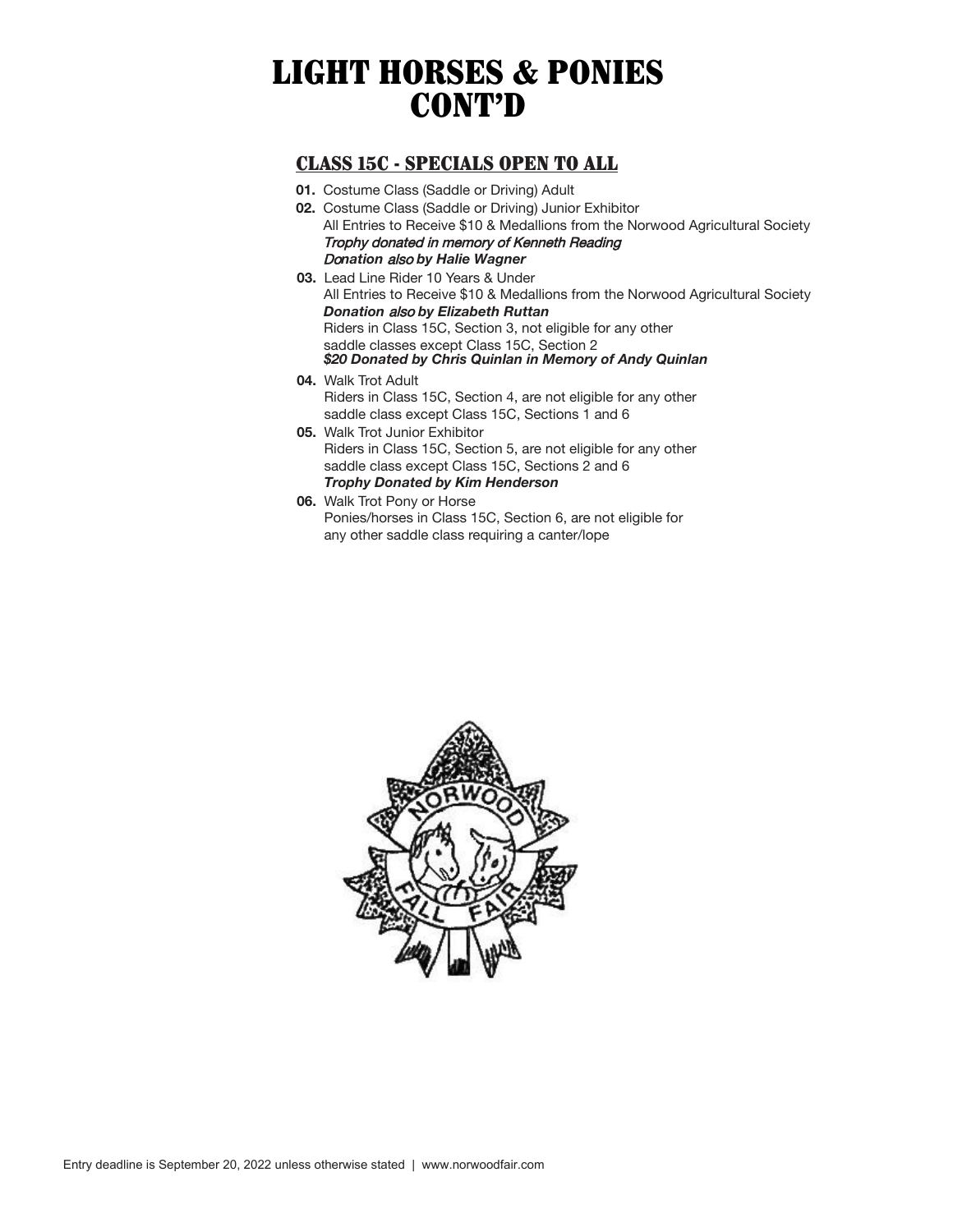# LIGHT HORSES & PONIES CONT'D

## CLASS 15C - SPECIALS OPEN TO ALL

**01.** Costume Class (Saddle or Driving) Adult

**02.** Costume Class (Saddle or Driving) Junior Exhibitor
All Entries to Receive $10 & Medallions from the Norwood Agricultural Society
*Trophy donated in memory of Kenneth Reading*
***Donation also by Halie Wagner***

**03.** Lead Line Rider 10 Years & Under
All Entries to Receive $10 & Medallions from the Norwood Agricultural Society
***Donation also by Elizabeth Ruttan***
Riders in Class 15C, Section 3, not eligible for any other saddle classes except Class 15C, Section 2
***$20 Donated by Chris Quinlan in Memory of Andy Quinlan***

**04.** Walk Trot Adult
Riders in Class 15C, Section 4, are not eligible for any other saddle class except Class 15C, Sections 1 and 6

**05.** Walk Trot Junior Exhibitor
Riders in Class 15C, Section 5, are not eligible for any other saddle class except Class 15C, Sections 2 and 6
***Trophy Donated by Kim Henderson***

**06.** Walk Trot Pony or Horse
Ponies/horses in Class 15C, Section 6, are not eligible for any other saddle class requiring a canter/lope

Entry deadline is September 20, 2022 unless otherwise stated | www.norwoodfair.com